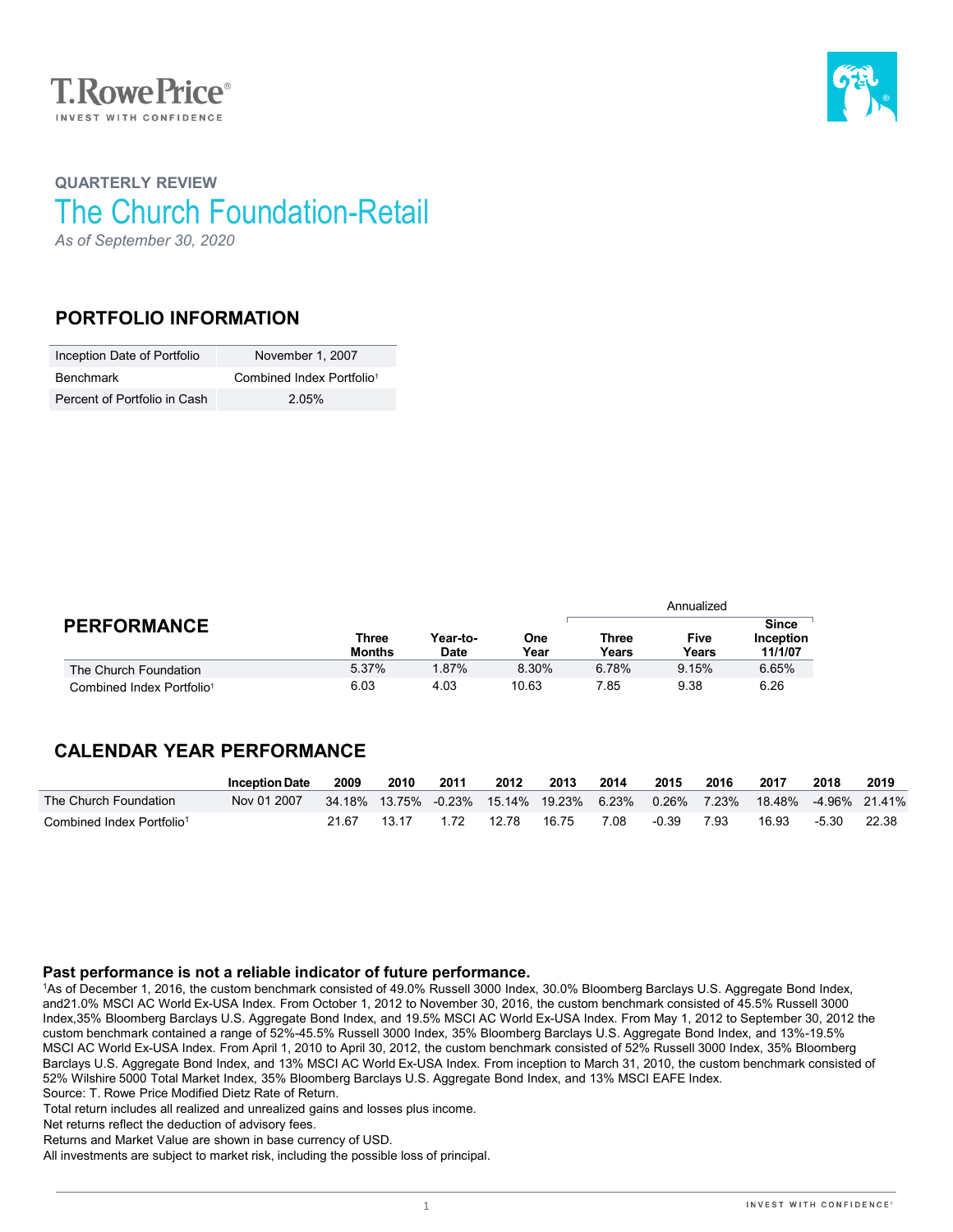T. Rowe Price®
INVEST WITH CONFIDENCE

QUARTERLY REVIEW

# The Church Foundation-Retail

*As of September 30, 2020*

## PORTFOLIO INFORMATION

| | |
|---|---|
| Inception Date of Portfolio | November 1, 2007 |
| Benchmark | Combined Index Portfolio[1] |
| Percent of Portfolio in Cash | 2.05% |

## PERFORMANCE

| | Three Months | Year-to-Date | One Year | Annualized Three Years | Annualized Five Years | Annualized Since Inception 11/1/07 |
|---|---|---|---|---|---|---|
| The Church Foundation | 5.37% | 1.87% | 8.30% | 6.78% | 9.15% | 6.65% |
| Combined Index Portfolio[1] | 6.03 | 4.03 | 10.63 | 7.85 | 9.38 | 6.26 |

## CALENDAR YEAR PERFORMANCE

| | Inception Date | 2009 | 2010 | 2011 | 2012 | 2013 | 2014 | 2015 | 2016 | 2017 | 2018 | 2019 |
|---|---|---|---|---|---|---|---|---|---|---|---|---|
| The Church Foundation | Nov 01 2007 | 34.18% | 13.75% | -0.23% | 15.14% | 19.23% | 6.23% | 0.26% | 7.23% | 18.48% | -4.96% | 21.41% |
| Combined Index Portfolio[1] | | 21.67 | 13.17 | 1.72 | 12.78 | 16.75 | 7.08 | -0.39 | 7.93 | 16.93 | -5.30 | 22.38 |

**Past performance is not a reliable indicator of future performance.**

[1]As of December 1, 2016, the custom benchmark consisted of 49.0% Russell 3000 Index, 30.0% Bloomberg Barclays U.S. Aggregate Bond Index, and21.0% MSCI AC World Ex-USA Index. From October 1, 2012 to November 30, 2016, the custom benchmark consisted of 45.5% Russell 3000 Index,35% Bloomberg Barclays U.S. Aggregate Bond Index, and 19.5% MSCI AC World Ex-USA Index. From May 1, 2012 to September 30, 2012 the custom benchmark contained a range of 52%-45.5% Russell 3000 Index, 35% Bloomberg Barclays U.S. Aggregate Bond Index, and 13%-19.5% MSCI AC World Ex-USA Index. From April 1, 2010 to April 30, 2012, the custom benchmark consisted of 52% Russell 3000 Index, 35% Bloomberg Barclays U.S. Aggregate Bond Index, and 13% MSCI AC World Ex-USA Index. From inception to March 31, 2010, the custom benchmark consisted of 52% Wilshire 5000 Total Market Index, 35% Bloomberg Barclays U.S. Aggregate Bond Index, and 13% MSCI EAFE Index.

Source: T. Rowe Price Modified Dietz Rate of Return.

Total return includes all realized and unrealized gains and losses plus income.

Net returns reflect the deduction of advisory fees.

Returns and Market Value are shown in base currency of USD.

All investments are subject to market risk, including the possible loss of principal.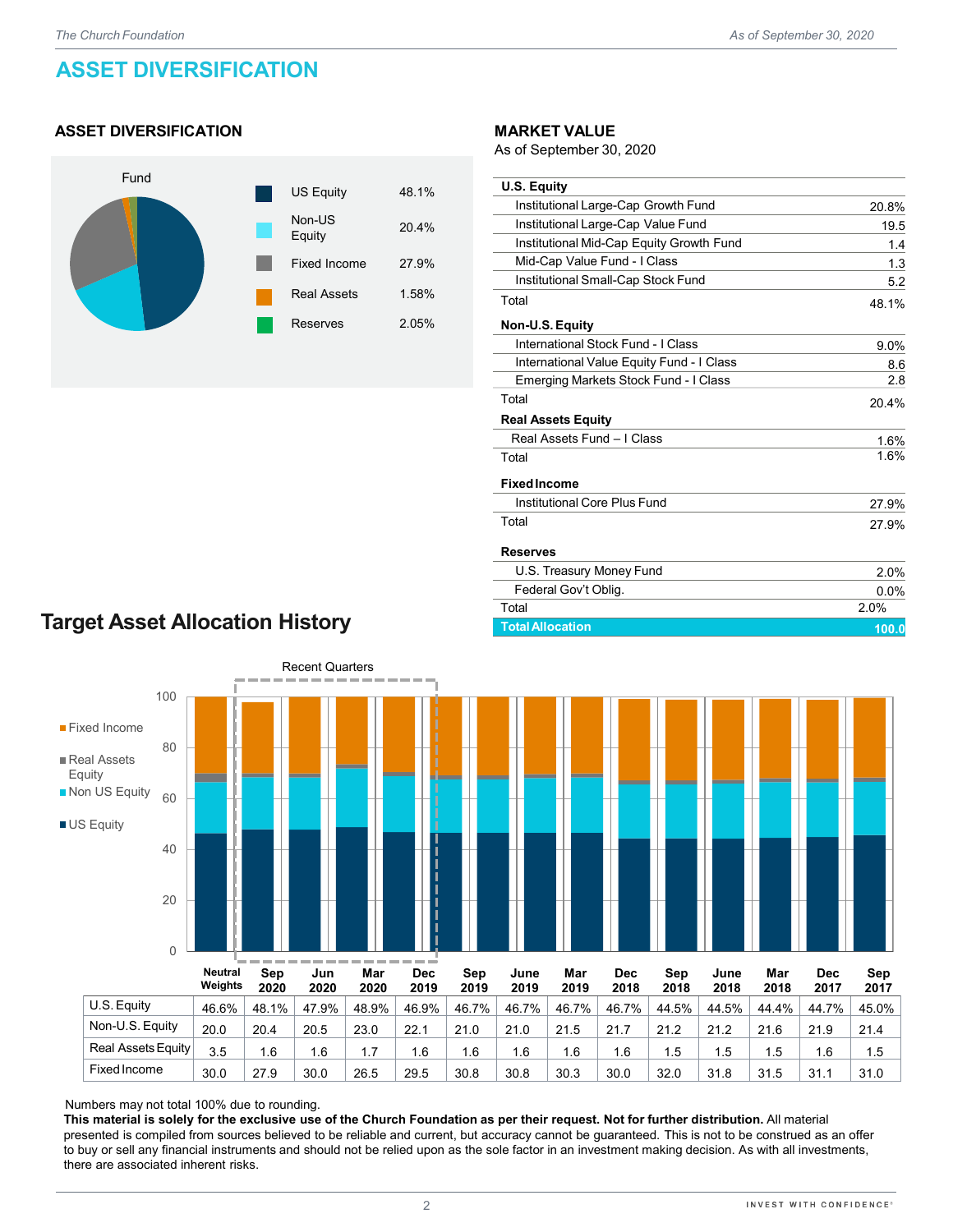# ASSET DIVERSIFICATION

## ASSET DIVERSIFICATION

Fund

| Asset Class | % |
|---|---|
| US Equity | 48.1% |
| Non-US Equity | 20.4% |
| Fixed Income | 27.9% |
| Real Assets | 1.58% |
| Reserves | 2.05% |

## MARKET VALUE

As of September 30, 2020

| | |
|---|---|
| **U.S. Equity** | |
| Institutional Large-Cap Growth Fund | 20.8% |
| Institutional Large-Cap Value Fund | 19.5 |
| Institutional Mid-Cap Equity Growth Fund | 1.4 |
| Mid-Cap Value Fund - I Class | 1.3 |
| Institutional Small-Cap Stock Fund | 5.2 |
| Total | 48.1% |
| **Non-U.S. Equity** | |
| International Stock Fund - I Class | 9.0% |
| International Value Equity Fund - I Class | 8.6 |
| Emerging Markets Stock Fund - I Class | 2.8 |
| Total | 20.4% |
| **Real Assets Equity** | |
| Real Assets Fund – I Class | 1.6% |
| Total | 1.6% |
| **Fixed Income** | |
| Institutional Core Plus Fund | 27.9% |
| Total | 27.9% |
| **Reserves** | |
| U.S. Treasury Money Fund | 2.0% |
| Federal Gov't Oblig. | 0.0% |
| Total | 2.0% |
| **Total Allocation** | **100.0** |

## Target Asset Allocation History

Recent Quarters

| | Neutral Weights | Sep 2020 | Jun 2020 | Mar 2020 | Dec 2019 | Sep 2019 | June 2019 | Mar 2019 | Dec 2018 | Sep 2018 | June 2018 | Mar 2018 | Dec 2017 | Sep 2017 |
|---|---|---|---|---|---|---|---|---|---|---|---|---|---|---|
| U.S. Equity | 46.6% | 48.1% | 47.9% | 48.9% | 46.9% | 46.7% | 46.7% | 46.7% | 46.7% | 44.5% | 44.5% | 44.4% | 44.7% | 45.0% |
| Non-U.S. Equity | 20.0 | 20.4 | 20.5 | 23.0 | 22.1 | 21.0 | 21.0 | 21.5 | 21.7 | 21.2 | 21.2 | 21.6 | 21.9 | 21.4 |
| Real Assets Equity | 3.5 | 1.6 | 1.6 | 1.7 | 1.6 | 1.6 | 1.6 | 1.6 | 1.6 | 1.5 | 1.5 | 1.5 | 1.6 | 1.5 |
| Fixed Income | 30.0 | 27.9 | 30.0 | 26.5 | 29.5 | 30.8 | 30.8 | 30.3 | 30.0 | 32.0 | 31.8 | 31.5 | 31.1 | 31.0 |

Numbers may not total 100% due to rounding.

**This material is solely for the exclusive use of the Church Foundation as per their request. Not for further distribution.** All material presented is compiled from sources believed to be reliable and current, but accuracy cannot be guaranteed. This is not to be construed as an offer to buy or sell any financial instruments and should not be relied upon as the sole factor in an investment making decision. As with all investments, there are associated inherent risks.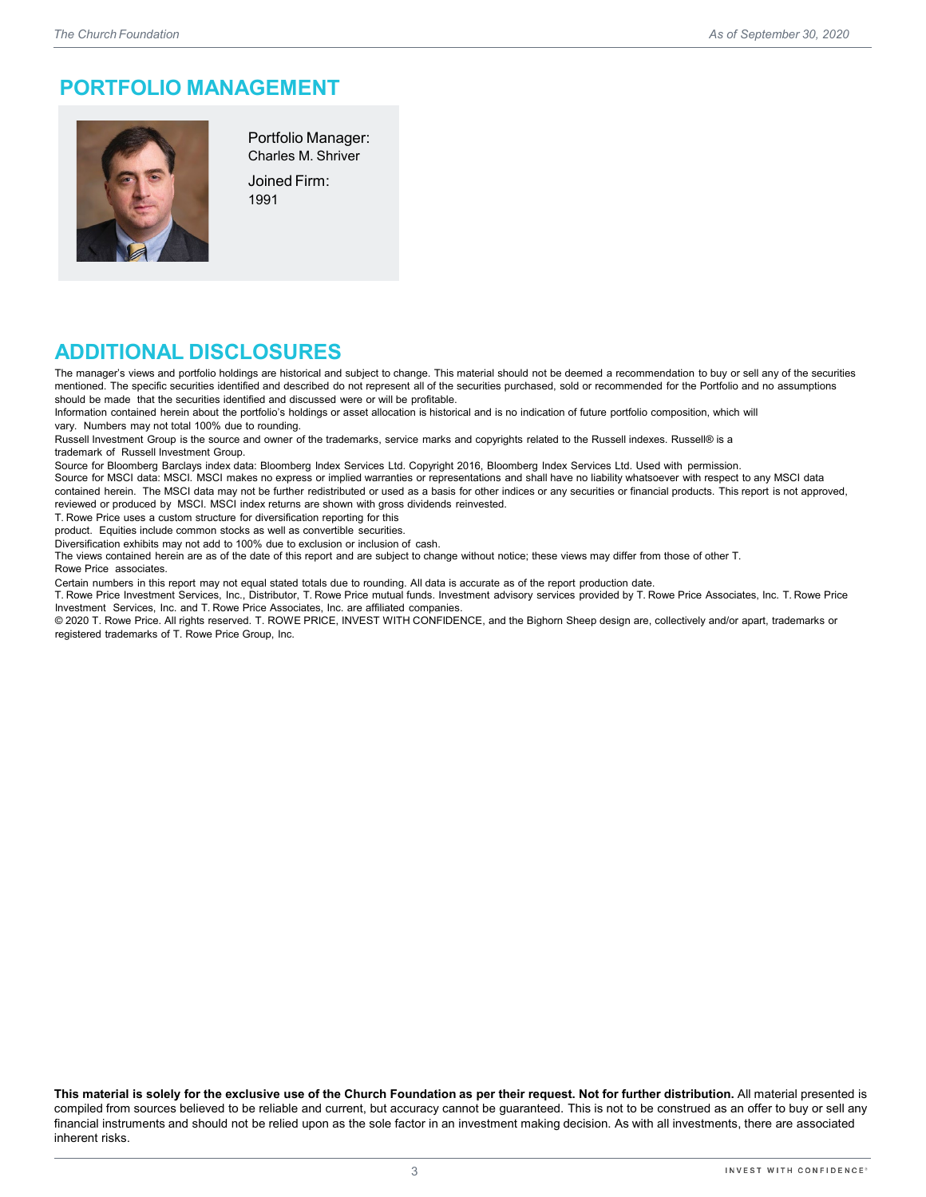## PORTFOLIO MANAGEMENT

Portfolio Manager:
Charles M. Shriver

Joined Firm:
1991

## ADDITIONAL DISCLOSURES

The manager's views and portfolio holdings are historical and subject to change. This material should not be deemed a recommendation to buy or sell any of the securities mentioned. The specific securities identified and described do not represent all of the securities purchased, sold or recommended for the Portfolio and no assumptions should be made that the securities identified and discussed were or will be profitable.

Information contained herein about the portfolio's holdings or asset allocation is historical and is no indication of future portfolio composition, which will vary. Numbers may not total 100% due to rounding.

Russell Investment Group is the source and owner of the trademarks, service marks and copyrights related to the Russell indexes. Russell® is a trademark of Russell Investment Group.

Source for Bloomberg Barclays index data: Bloomberg Index Services Ltd. Copyright 2016, Bloomberg Index Services Ltd. Used with permission.

Source for MSCI data: MSCI. MSCI makes no express or implied warranties or representations and shall have no liability whatsoever with respect to any MSCI data contained herein. The MSCI data may not be further redistributed or used as a basis for other indices or any securities or financial products. This report is not approved, reviewed or produced by MSCI. MSCI index returns are shown with gross dividends reinvested.

T. Rowe Price uses a custom structure for diversification reporting for this product. Equities include common stocks as well as convertible securities.

Diversification exhibits may not add to 100% due to exclusion or inclusion of cash.

The views contained herein are as of the date of this report and are subject to change without notice; these views may differ from those of other T. Rowe Price associates.

Certain numbers in this report may not equal stated totals due to rounding. All data is accurate as of the report production date.

T. Rowe Price Investment Services, Inc., Distributor, T. Rowe Price mutual funds. Investment advisory services provided by T. Rowe Price Associates, Inc. T. Rowe Price Investment Services, Inc. and T. Rowe Price Associates, Inc. are affiliated companies.

© 2020 T. Rowe Price. All rights reserved. T. ROWE PRICE, INVEST WITH CONFIDENCE, and the Bighorn Sheep design are, collectively and/or apart, trademarks or registered trademarks of T. Rowe Price Group, Inc.

**This material is solely for the exclusive use of the Church Foundation as per their request. Not for further distribution.** All material presented is compiled from sources believed to be reliable and current, but accuracy cannot be guaranteed. This is not to be construed as an offer to buy or sell any financial instruments and should not be relied upon as the sole factor in an investment making decision. As with all investments, there are associated inherent risks.